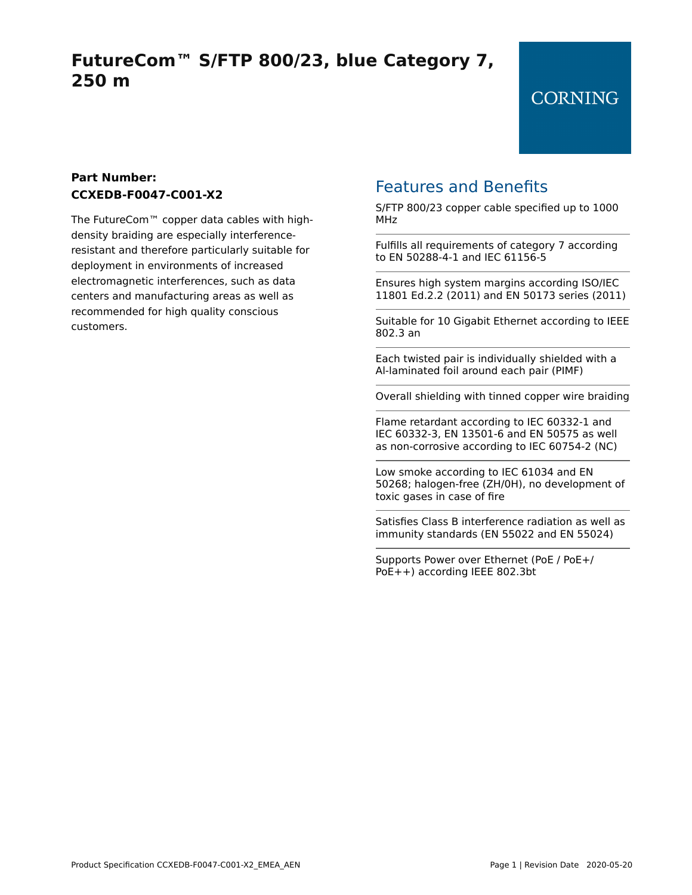# FutureCom™ S/FTP 800/23, blue Category 7, 250 m

CORNING

**Part Number:**
**CCXEDB-F0047-C001-X2**

The FutureCom™ copper data cables with high-density braiding are especially interference-resistant and therefore particularly suitable for deployment in environments of increased electromagnetic interferences, such as data centers and manufacturing areas as well as recommended for high quality conscious customers.

## Features and Benefits

S/FTP 800/23 copper cable specified up to 1000 MHz

Fulfills all requirements of category 7 according to EN 50288-4-1 and IEC 61156-5

Ensures high system margins according ISO/IEC 11801 Ed.2.2 (2011) and EN 50173 series (2011)

Suitable for 10 Gigabit Ethernet according to IEEE 802.3 an

Each twisted pair is individually shielded with a Al-laminated foil around each pair (PIMF)

Overall shielding with tinned copper wire braiding

Flame retardant according to IEC 60332-1 and IEC 60332-3, EN 13501-6 and EN 50575 as well as non-corrosive according to IEC 60754-2 (NC)

Low smoke according to IEC 61034 and EN 50268; halogen-free (ZH/0H), no development of toxic gases in case of fire

Satisfies Class B interference radiation as well as immunity standards (EN 55022 and EN 55024)

Supports Power over Ethernet (PoE / PoE+/ PoE++) according IEEE 802.3bt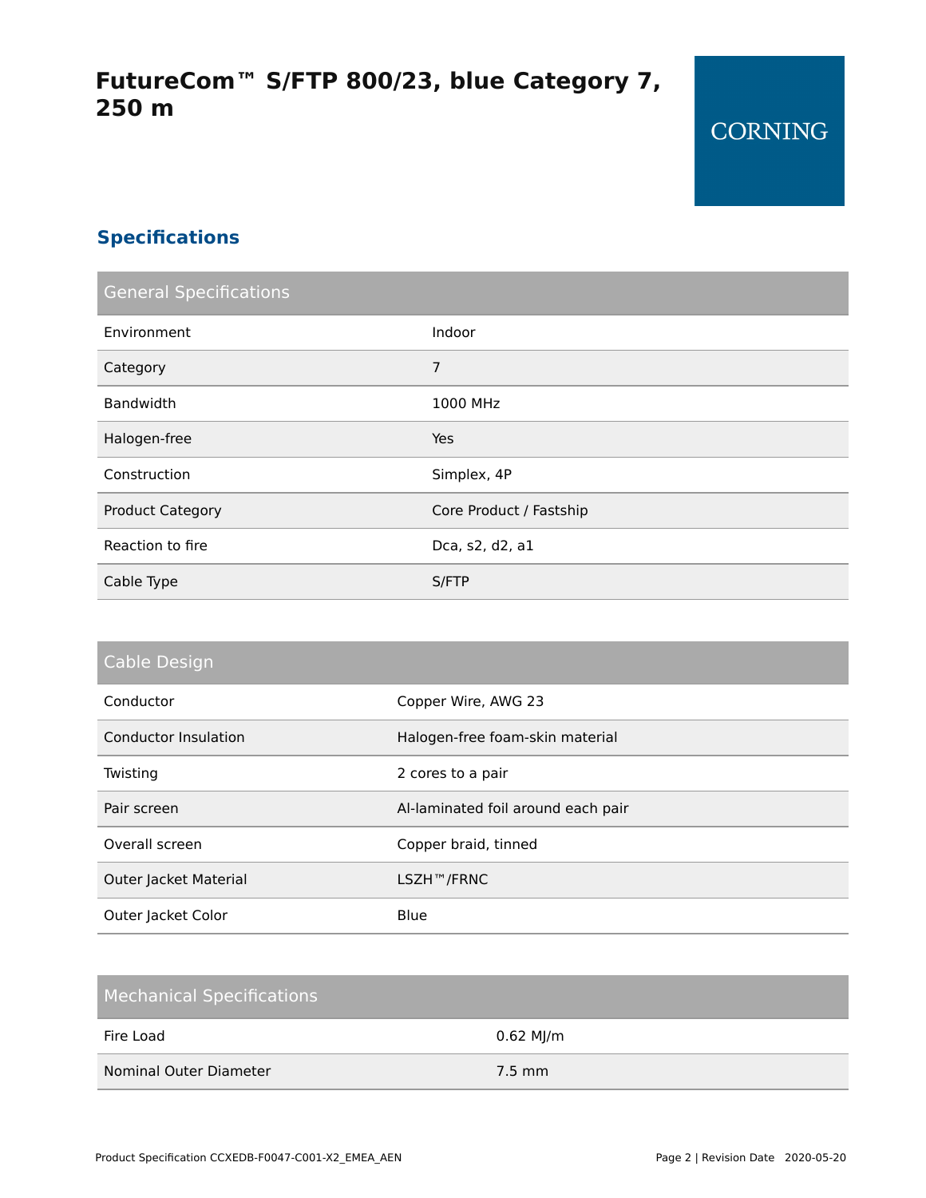# FutureCom™ S/FTP 800/23, blue Category 7, 250 m

CORNING

## Specifications

| General Specifications | |
|---|---|
| Environment | Indoor |
| Category | 7 |
| Bandwidth | 1000 MHz |
| Halogen-free | Yes |
| Construction | Simplex, 4P |
| Product Category | Core Product / Fastship |
| Reaction to fire | Dca, s2, d2, a1 |
| Cable Type | S/FTP |

| Cable Design | |
|---|---|
| Conductor | Copper Wire, AWG 23 |
| Conductor Insulation | Halogen-free foam-skin material |
| Twisting | 2 cores to a pair |
| Pair screen | Al-laminated foil around each pair |
| Overall screen | Copper braid, tinned |
| Outer Jacket Material | LSZH™/FRNC |
| Outer Jacket Color | Blue |

| Mechanical Specifications | |
|---|---|
| Fire Load | 0.62 MJ/m |
| Nominal Outer Diameter | 7.5 mm |

Product Specification CCXEDB-F0047-C001-X2_EMEA_AEN

Revision Date 2020-05-20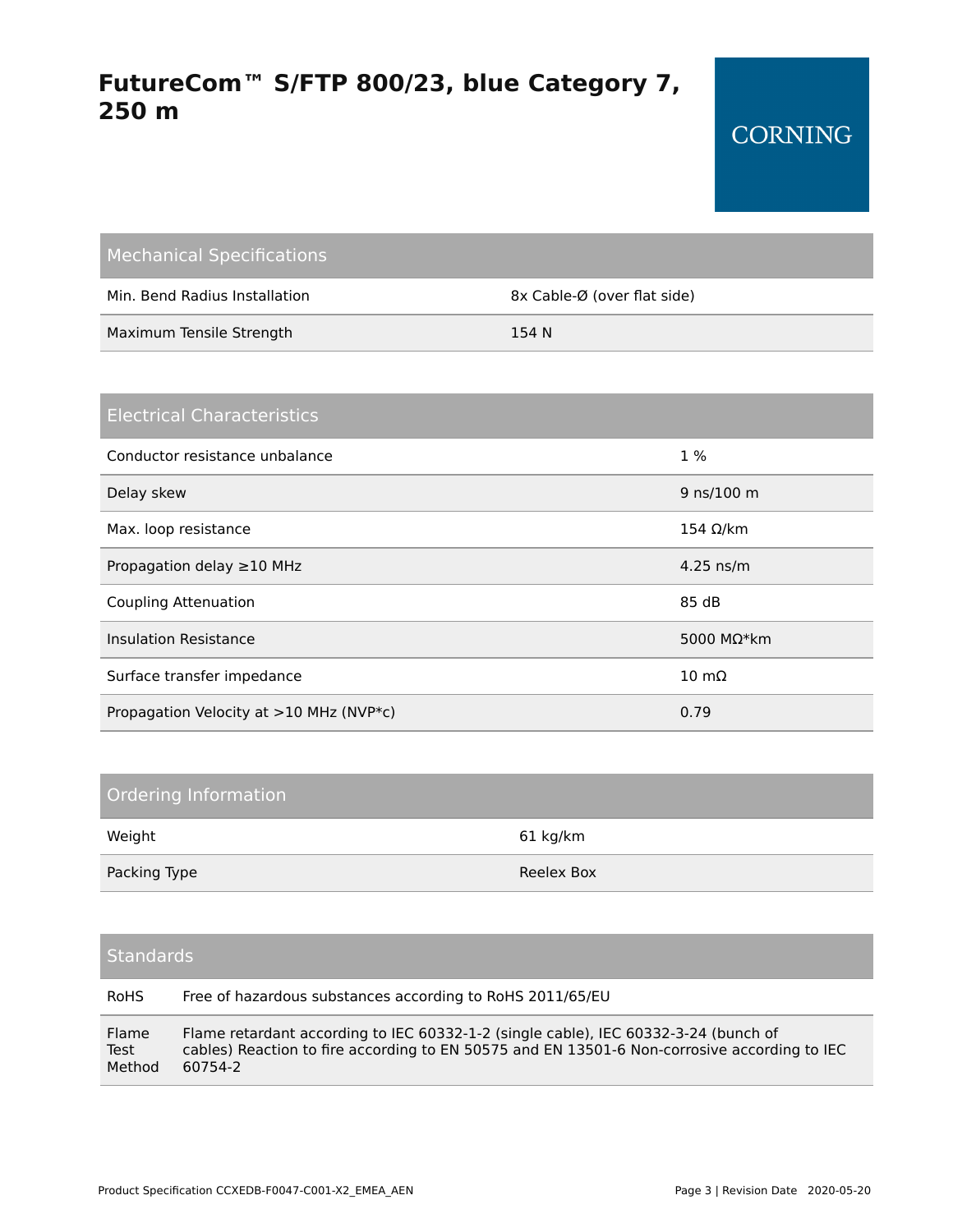# FutureCom™ S/FTP 800/23, blue Category 7, 250 m

CORNING

| Mechanical Specifications | |
|---|---|
| Min. Bend Radius Installation | 8x Cable-Ø (over flat side) |
| Maximum Tensile Strength | 154 N |

| Electrical Characteristics | |
|---|---|
| Conductor resistance unbalance | 1 % |
| Delay skew | 9 ns/100 m |
| Max. loop resistance | 154 Ω/km |
| Propagation delay ≥10 MHz | 4.25 ns/m |
| Coupling Attenuation | 85 dB |
| Insulation Resistance | 5000 MΩ*km |
| Surface transfer impedance | 10 mΩ |
| Propagation Velocity at >10 MHz (NVP*c) | 0.79 |

| Ordering Information | |
|---|---|
| Weight | 61 kg/km |
| Packing Type | Reelex Box |

| Standards | |
|---|---|
| RoHS | Free of hazardous substances according to RoHS 2011/65/EU |
| Flame Test Method | Flame retardant according to IEC 60332-1-2 (single cable), IEC 60332-3-24 (bunch of cables) Reaction to fire according to EN 50575 and EN 13501-6 Non-corrosive according to IEC 60754-2 |

Product Specification CCXEDB-F0047-C001-X2_EMEA_AEN

Revision Date 2020-05-20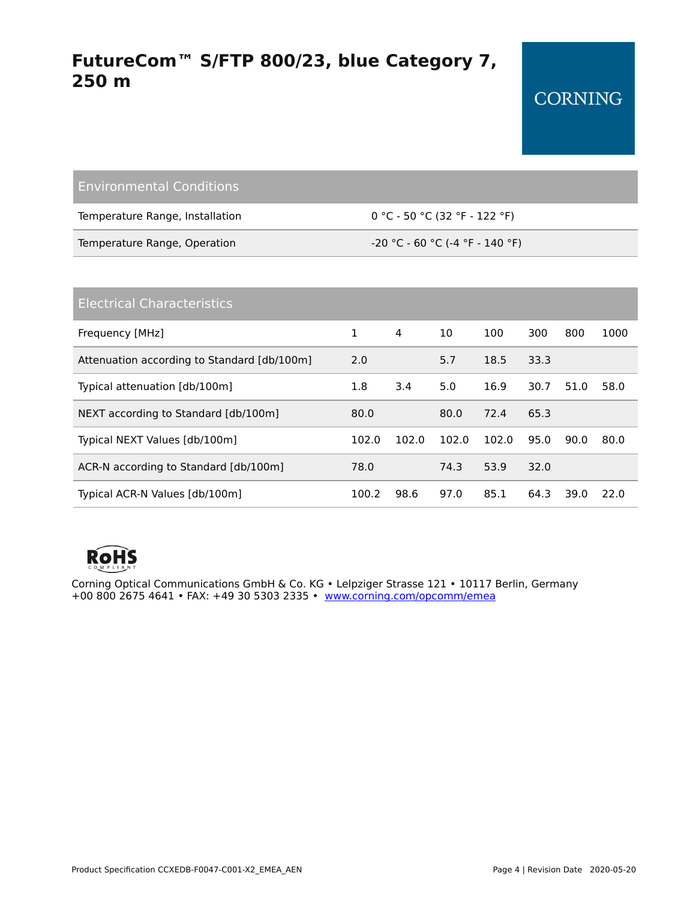# FutureCom™ S/FTP 800/23, blue Category 7, 250 m

CORNING

## Environmental Conditions

| | |
|---|---|
| Temperature Range, Installation | 0 °C - 50 °C (32 °F - 122 °F) |
| Temperature Range, Operation | -20 °C - 60 °C (-4 °F - 140 °F) |

## Electrical Characteristics

| Frequency [MHz] | 1 | 4 | 10 | 100 | 300 | 800 | 1000 |
|---|---|---|---|---|---|---|---|
| Attenuation according to Standard [db/100m] | 2.0 | | 5.7 | 18.5 | 33.3 | | |
| Typical attenuation [db/100m] | 1.8 | 3.4 | 5.0 | 16.9 | 30.7 | 51.0 | 58.0 |
| NEXT according to Standard [db/100m] | 80.0 | | 80.0 | 72.4 | 65.3 | | |
| Typical NEXT Values [db/100m] | 102.0 | 102.0 | 102.0 | 102.0 | 95.0 | 90.0 | 80.0 |
| ACR-N according to Standard [db/100m] | 78.0 | | 74.3 | 53.9 | 32.0 | | |
| Typical ACR-N Values [db/100m] | 100.2 | 98.6 | 97.0 | 85.1 | 64.3 | 39.0 | 22.0 |

RoHS COMPLIANT

Corning Optical Communications GmbH & Co. KG • Lelpziger Strasse 121 • 10117 Berlin, Germany
+00 800 2675 4641 • FAX: +49 30 5303 2335 • www.corning.com/opcomm/emea

Product Specification CCXEDB-F0047-C001-X2_EMEA_AEN

Revision Date 2020-05-20